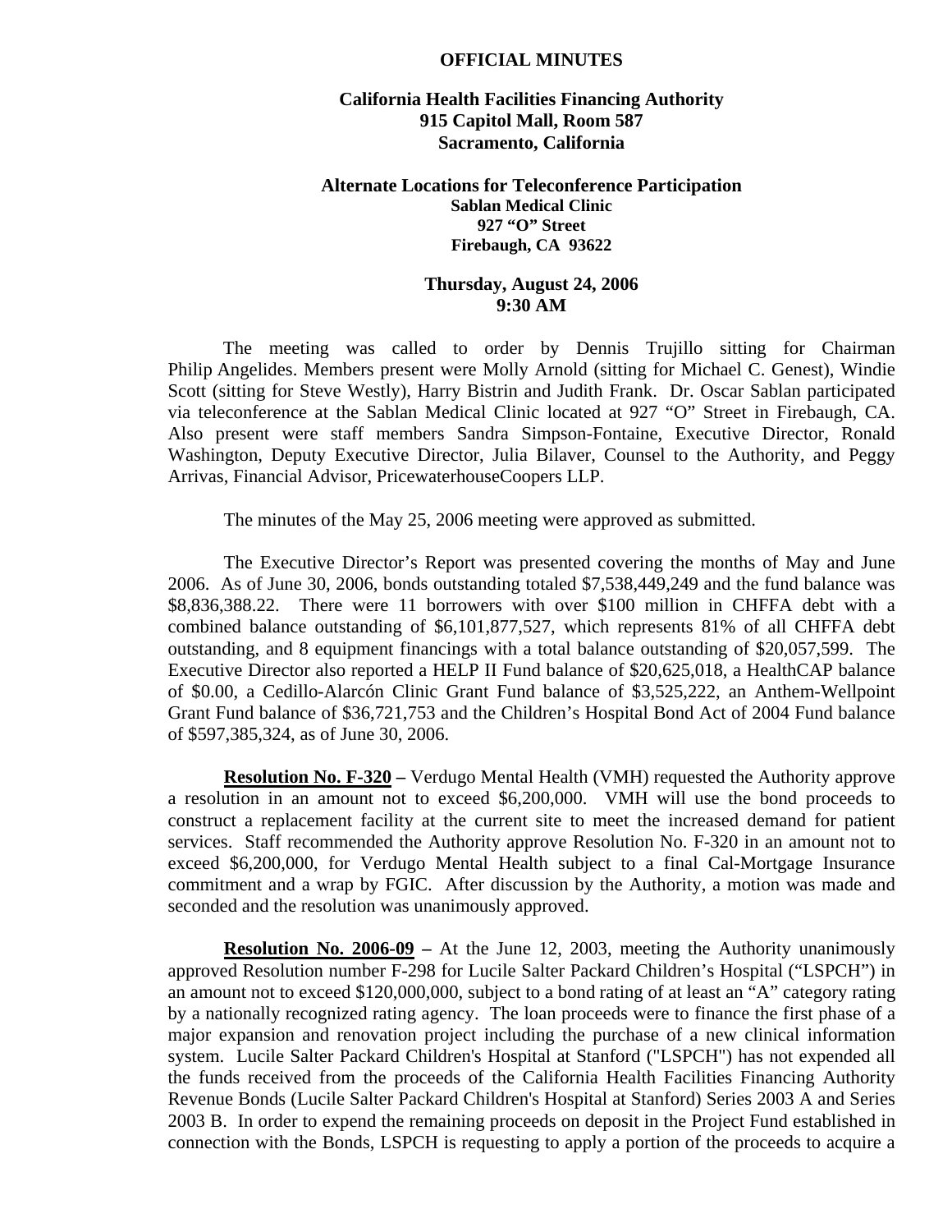**OFFICIAL MINUTES**

**California Health Facilities Financing Authority**
**915 Capitol Mall, Room 587**
**Sacramento, California**

**Alternate Locations for Teleconference Participation**
**Sablan Medical Clinic**
**927 "O" Street**
**Firebaugh, CA 93622**

**Thursday, August 24, 2006**
**9:30 AM**

The meeting was called to order by Dennis Trujillo sitting for Chairman Philip Angelides. Members present were Molly Arnold (sitting for Michael C. Genest), Windie Scott (sitting for Steve Westly), Harry Bistrin and Judith Frank. Dr. Oscar Sablan participated via teleconference at the Sablan Medical Clinic located at 927 "O" Street in Firebaugh, CA. Also present were staff members Sandra Simpson-Fontaine, Executive Director, Ronald Washington, Deputy Executive Director, Julia Bilaver, Counsel to the Authority, and Peggy Arrivas, Financial Advisor, PricewaterhouseCoopers LLP.

The minutes of the May 25, 2006 meeting were approved as submitted.

The Executive Director's Report was presented covering the months of May and June 2006. As of June 30, 2006, bonds outstanding totaled $7,538,449,249 and the fund balance was $8,836,388.22. There were 11 borrowers with over $100 million in CHFFA debt with a combined balance outstanding of $6,101,877,527, which represents 81% of all CHFFA debt outstanding, and 8 equipment financings with a total balance outstanding of $20,057,599. The Executive Director also reported a HELP II Fund balance of $20,625,018, a HealthCAP balance of $0.00, a Cedillo-Alarcón Clinic Grant Fund balance of $3,525,222, an Anthem-Wellpoint Grant Fund balance of $36,721,753 and the Children's Hospital Bond Act of 2004 Fund balance of $597,385,324, as of June 30, 2006.

**Resolution No. F-320 –** Verdugo Mental Health (VMH) requested the Authority approve a resolution in an amount not to exceed $6,200,000. VMH will use the bond proceeds to construct a replacement facility at the current site to meet the increased demand for patient services. Staff recommended the Authority approve Resolution No. F-320 in an amount not to exceed $6,200,000, for Verdugo Mental Health subject to a final Cal-Mortgage Insurance commitment and a wrap by FGIC. After discussion by the Authority, a motion was made and seconded and the resolution was unanimously approved.

**Resolution No. 2006-09 –** At the June 12, 2003, meeting the Authority unanimously approved Resolution number F-298 for Lucile Salter Packard Children's Hospital ("LSPCH") in an amount not to exceed $120,000,000, subject to a bond rating of at least an "A" category rating by a nationally recognized rating agency. The loan proceeds were to finance the first phase of a major expansion and renovation project including the purchase of a new clinical information system. Lucile Salter Packard Children's Hospital at Stanford ("LSPCH") has not expended all the funds received from the proceeds of the California Health Facilities Financing Authority Revenue Bonds (Lucile Salter Packard Children's Hospital at Stanford) Series 2003 A and Series 2003 B. In order to expend the remaining proceeds on deposit in the Project Fund established in connection with the Bonds, LSPCH is requesting to apply a portion of the proceeds to acquire a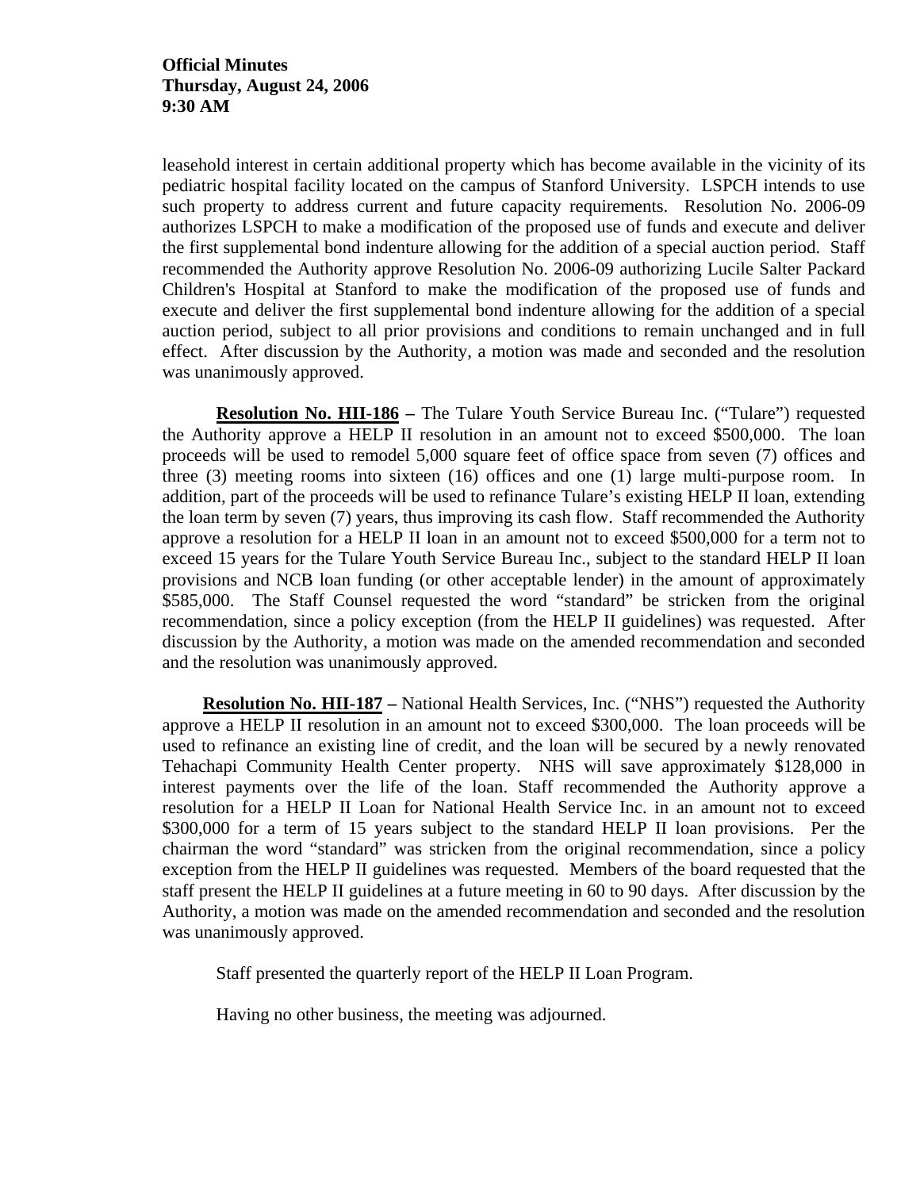leasehold interest in certain additional property which has become available in the vicinity of its pediatric hospital facility located on the campus of Stanford University. LSPCH intends to use such property to address current and future capacity requirements. Resolution No. 2006-09 authorizes LSPCH to make a modification of the proposed use of funds and execute and deliver the first supplemental bond indenture allowing for the addition of a special auction period. Staff recommended the Authority approve Resolution No. 2006-09 authorizing Lucile Salter Packard Children's Hospital at Stanford to make the modification of the proposed use of funds and execute and deliver the first supplemental bond indenture allowing for the addition of a special auction period, subject to all prior provisions and conditions to remain unchanged and in full effect. After discussion by the Authority, a motion was made and seconded and the resolution was unanimously approved.

**Resolution No. HII-186 –** The Tulare Youth Service Bureau Inc. ("Tulare") requested the Authority approve a HELP II resolution in an amount not to exceed $500,000. The loan proceeds will be used to remodel 5,000 square feet of office space from seven (7) offices and three (3) meeting rooms into sixteen (16) offices and one (1) large multi-purpose room. In addition, part of the proceeds will be used to refinance Tulare's existing HELP II loan, extending the loan term by seven (7) years, thus improving its cash flow. Staff recommended the Authority approve a resolution for a HELP II loan in an amount not to exceed $500,000 for a term not to exceed 15 years for the Tulare Youth Service Bureau Inc., subject to the standard HELP II loan provisions and NCB loan funding (or other acceptable lender) in the amount of approximately $585,000. The Staff Counsel requested the word "standard" be stricken from the original recommendation, since a policy exception (from the HELP II guidelines) was requested. After discussion by the Authority, a motion was made on the amended recommendation and seconded and the resolution was unanimously approved.

**Resolution No. HII-187 –** National Health Services, Inc. ("NHS") requested the Authority approve a HELP II resolution in an amount not to exceed $300,000. The loan proceeds will be used to refinance an existing line of credit, and the loan will be secured by a newly renovated Tehachapi Community Health Center property. NHS will save approximately $128,000 in interest payments over the life of the loan. Staff recommended the Authority approve a resolution for a HELP II Loan for National Health Service Inc. in an amount not to exceed $300,000 for a term of 15 years subject to the standard HELP II loan provisions. Per the chairman the word "standard" was stricken from the original recommendation, since a policy exception from the HELP II guidelines was requested. Members of the board requested that the staff present the HELP II guidelines at a future meeting in 60 to 90 days. After discussion by the Authority, a motion was made on the amended recommendation and seconded and the resolution was unanimously approved.

Staff presented the quarterly report of the HELP II Loan Program.

Having no other business, the meeting was adjourned.